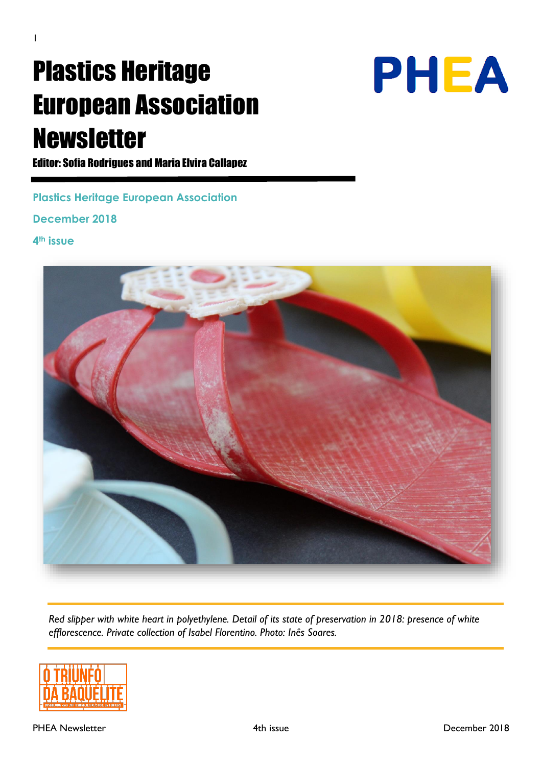# Plastics Heritage European Association Newsletter

**Editor: Sofia Rodrigues and Maria Elvira Callapez**

PHEA

**Plastics Heritage European Association**

**December 2018**

**4th issue**

*Red slipper with white heart in polyethylene. Detail of its state of preservation in 2018: presence of white efflorescence. Private collection of Isabel Florentino. Photo: Inês Soares.*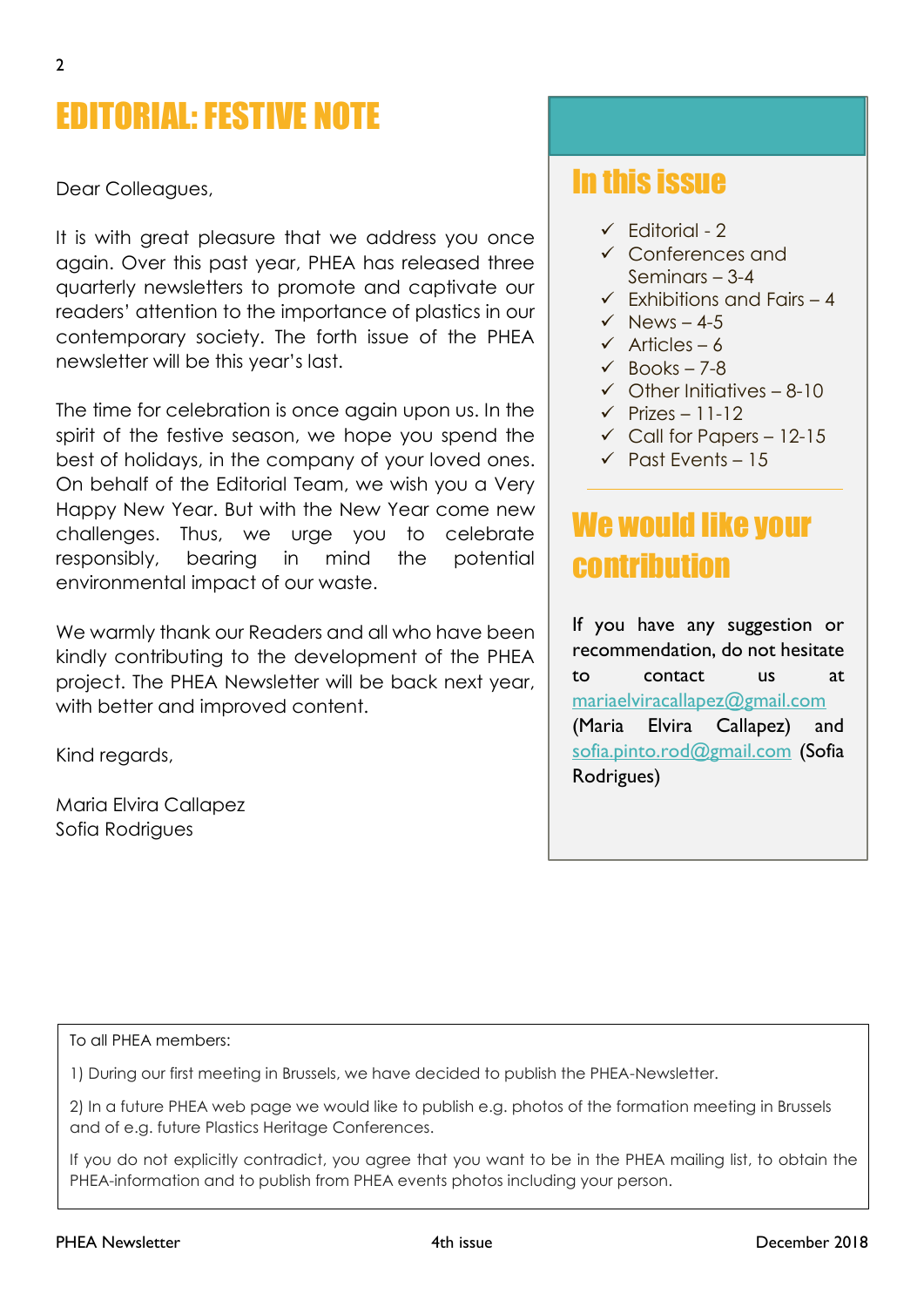# EDITORIAL: FESTIVE NOTE

Dear Colleagues,

It is with great pleasure that we address you once again. Over this past year, PHEA has released three quarterly newsletters to promote and captivate our readers' attention to the importance of plastics in our contemporary society. The forth issue of the PHEA newsletter will be this year's last.

The time for celebration is once again upon us. In the spirit of the festive season, we hope you spend the best of holidays, in the company of your loved ones. On behalf of the Editorial Team, we wish you a Very Happy New Year. But with the New Year come new challenges. Thus, we urge you to celebrate responsibly, bearing in mind the potential environmental impact of our waste.

We warmly thank our Readers and all who have been kindly contributing to the development of the PHEA project. The PHEA Newsletter will be back next year, with better and improved content.

Kind regards,

Maria Elvira Callapez
Sofia Rodrigues

## In this issue

- ✓ Editorial - 2
- ✓ Conferences and Seminars – 3-4
- ✓ Exhibitions and Fairs – 4
- ✓ News – 4-5
- ✓ Articles – 6
- ✓ Books – 7-8
- ✓ Other Initiatives – 8-10
- ✓ Prizes – 11-12
- ✓ Call for Papers – 12-15
- ✓ Past Events – 15

## We would like your contribution

If you have any suggestion or recommendation, do not hesitate to contact us at mariaelviracallapez@gmail.com (Maria Elvira Callapez) and sofia.pinto.rod@gmail.com (Sofia Rodrigues)

---

To all PHEA members:

1) During our first meeting in Brussels, we have decided to publish the PHEA-Newsletter.

2) In a future PHEA web page we would like to publish e.g. photos of the formation meeting in Brussels and of e.g. future Plastics Heritage Conferences.

If you do not explicitly contradict, you agree that you want to be in the PHEA mailing list, to obtain the PHEA-information and to publish from PHEA events photos including your person.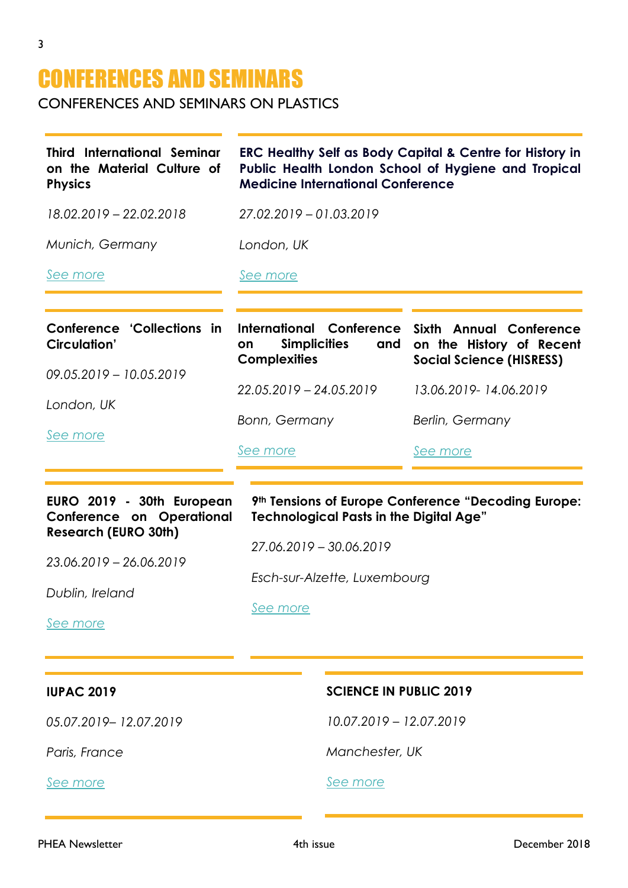# CONFERENCES AND SEMINARS

CONFERENCES AND SEMINARS ON PLASTICS

**Third International Seminar on the Material Culture of Physics**

*18.02.2019 – 22.02.2018*

*Munich, Germany*

*See more*

**ERC Healthy Self as Body Capital & Centre for History in Public Health London School of Hygiene and Tropical Medicine International Conference**

*27.02.2019 – 01.03.2019*

*London, UK*

*See more*

**Conference 'Collections in Circulation'**

*09.05.2019 – 10.05.2019*

*London, UK*

*See more*

**International Conference on Simplicities and Complexities**

*22.05.2019 – 24.05.2019*

*Bonn, Germany*

*See more*

**Sixth Annual Conference on the History of Recent Social Science (HISRESS)**

*13.06.2019- 14.06.2019*

*Berlin, Germany*

*See more*

**EURO 2019 - 30th European Conference on Operational Research (EURO 30th)**

*23.06.2019 – 26.06.2019*

*Dublin, Ireland*

*See more*

**9th Tensions of Europe Conference "Decoding Europe: Technological Pasts in the Digital Age"**

*27.06.2019 – 30.06.2019*

*Esch-sur-Alzette, Luxembourg*

*See more*

**IUPAC 2019**

*05.07.2019– 12.07.2019*

*Paris, France*

*See more*

**SCIENCE IN PUBLIC 2019**

*10.07.2019 – 12.07.2019*

*Manchester, UK*

*See more*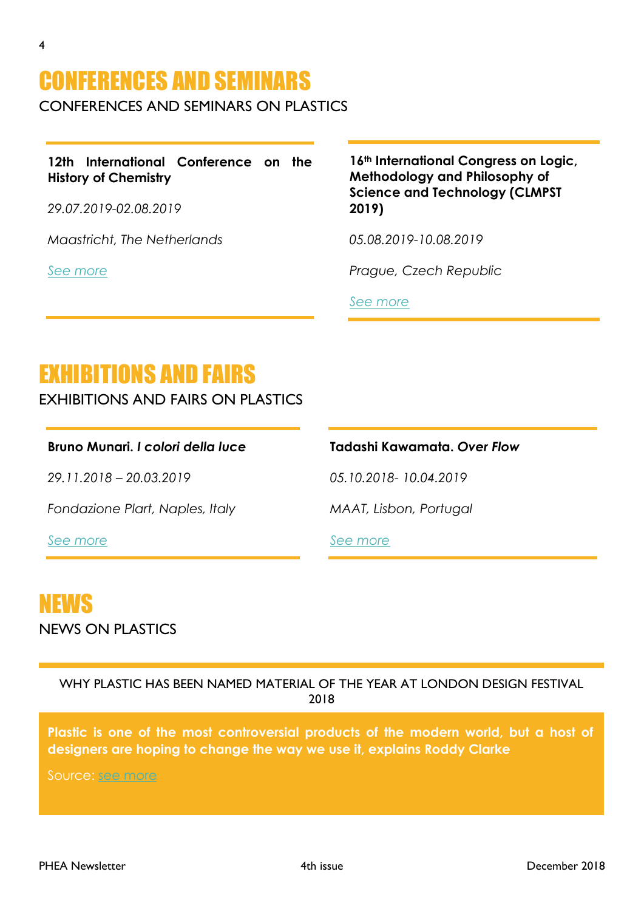# CONFERENCES AND SEMINARS

CONFERENCES AND SEMINARS ON PLASTICS

**12th International Conference on the History of Chemistry**

*29.07.2019-02.08.2019*

*Maastricht, The Netherlands*

*See more*

**16th International Congress on Logic, Methodology and Philosophy of Science and Technology (CLMPST 2019)**

*05.08.2019-10.08.2019*

*Prague, Czech Republic*

*See more*

# EXHIBITIONS AND FAIRS

EXHIBITIONS AND FAIRS ON PLASTICS

**Bruno Munari. *I colori della luce***

*29.11.2018 – 20.03.2019*

*Fondazione Plart, Naples, Italy*

*See more*

**Tadashi Kawamata. *Over Flow***

*05.10.2018- 10.04.2019*

*MAAT, Lisbon, Portugal*

*See more*

# NEWS

NEWS ON PLASTICS

WHY PLASTIC HAS BEEN NAMED MATERIAL OF THE YEAR AT LONDON DESIGN FESTIVAL 2018

**Plastic is one of the most controversial products of the modern world, but a host of designers are hoping to change the way we use it, explains Roddy Clarke**

Source: see more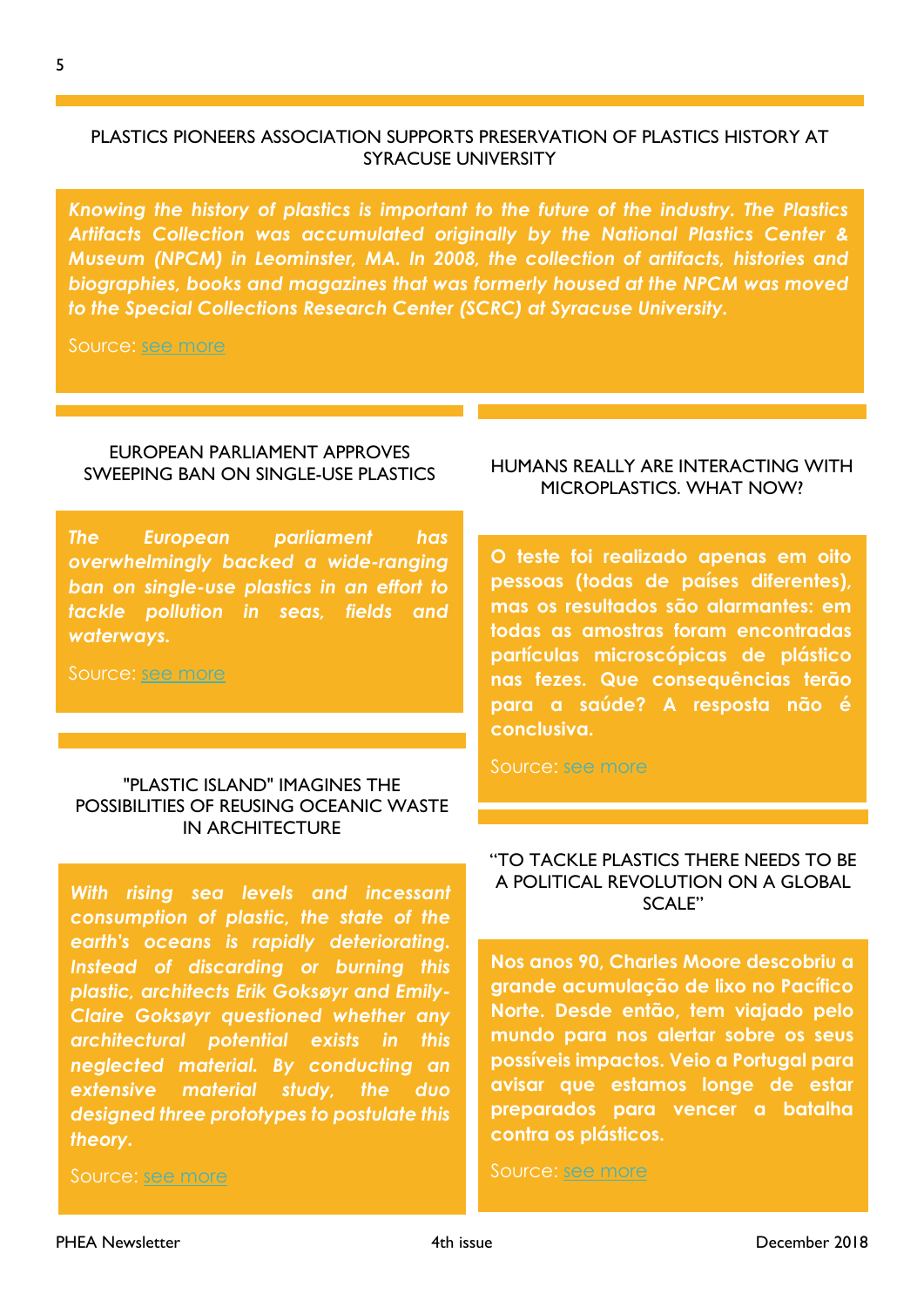## PLASTICS PIONEERS ASSOCIATION SUPPORTS PRESERVATION OF PLASTICS HISTORY AT SYRACUSE UNIVERSITY

***Knowing the history of plastics is important to the future of the industry. The Plastics Artifacts Collection was accumulated originally by the National Plastics Center & Museum (NPCM) in Leominster, MA. In 2008, the collection of artifacts, histories and biographies, books and magazines that was formerly housed at the NPCM was moved to the Special Collections Research Center (SCRC) at Syracuse University.***

Source: see more

## EUROPEAN PARLIAMENT APPROVES SWEEPING BAN ON SINGLE-USE PLASTICS

***The European parliament has overwhelmingly backed a wide-ranging ban on single-use plastics in an effort to tackle pollution in seas, fields and waterways.***

Source: see more

## "PLASTIC ISLAND" IMAGINES THE POSSIBILITIES OF REUSING OCEANIC WASTE IN ARCHITECTURE

***With rising sea levels and incessant consumption of plastic, the state of the earth's oceans is rapidly deteriorating. Instead of discarding or burning this plastic, architects Erik Goksøyr and Emily-Claire Goksøyr questioned whether any architectural potential exists in this neglected material. By conducting an extensive material study, the duo designed three prototypes to postulate this theory.***

Source: see more

## HUMANS REALLY ARE INTERACTING WITH MICROPLASTICS. WHAT NOW?

**O teste foi realizado apenas em oito pessoas (todas de países diferentes), mas os resultados são alarmantes: em todas as amostras foram encontradas partículas microscópicas de plástico nas fezes. Que consequências terão para a saúde? A resposta não é conclusiva.**

Source: see more

## "TO TACKLE PLASTICS THERE NEEDS TO BE A POLITICAL REVOLUTION ON A GLOBAL SCALE"

**Nos anos 90, Charles Moore descobriu a grande acumulação de lixo no Pacífico Norte. Desde então, tem viajado pelo mundo para nos alertar sobre os seus possíveis impactos. Veio a Portugal para avisar que estamos longe de estar preparados para vencer a batalha contra os plásticos.**

Source: see more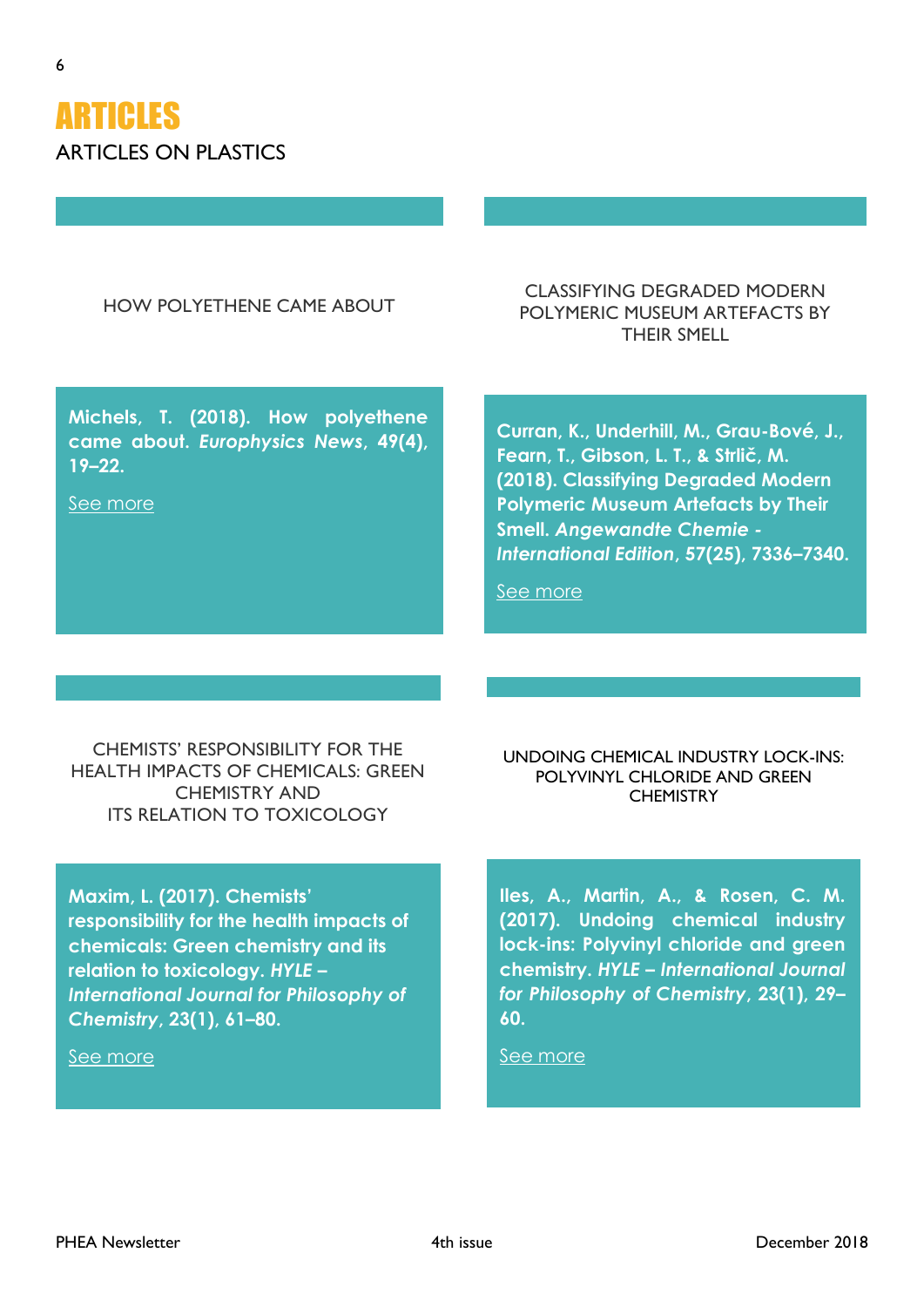# ARTICLES

## ARTICLES ON PLASTICS

### HOW POLYETHENE CAME ABOUT

**Michels, T. (2018). How polyethene came about. *Europhysics News*, 49(4), 19–22.**

See more

### CLASSIFYING DEGRADED MODERN POLYMERIC MUSEUM ARTEFACTS BY THEIR SMELL

**Curran, K., Underhill, M., Grau-Bové, J., Fearn, T., Gibson, L. T., & Strlič, M. (2018). Classifying Degraded Modern Polymeric Museum Artefacts by Their Smell. *Angewandte Chemie - International Edition*, 57(25), 7336–7340.**

See more

### CHEMISTS' RESPONSIBILITY FOR THE HEALTH IMPACTS OF CHEMICALS: GREEN CHEMISTRY AND ITS RELATION TO TOXICOLOGY

**Maxim, L. (2017). Chemists' responsibility for the health impacts of chemicals: Green chemistry and its relation to toxicology. *HYLE – International Journal for Philosophy of Chemistry*, 23(1), 61–80.**

See more

### UNDOING CHEMICAL INDUSTRY LOCK-INS: POLYVINYL CHLORIDE AND GREEN CHEMISTRY

**Iles, A., Martin, A., & Rosen, C. M. (2017). Undoing chemical industry lock-ins: Polyvinyl chloride and green chemistry. *HYLE – International Journal for Philosophy of Chemistry*, 23(1), 29–60.**

See more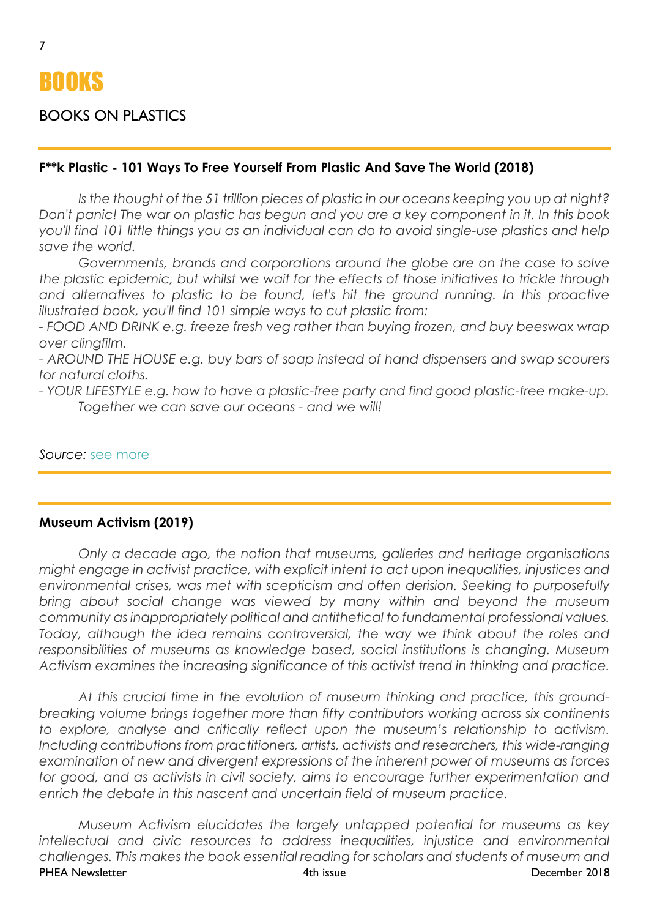# BOOKS

## BOOKS ON PLASTICS

---

**F**k Plastic - 101 Ways To Free Yourself From Plastic And Save The World (2018)**

*Is the thought of the 51 trillion pieces of plastic in our oceans keeping you up at night? Don't panic! The war on plastic has begun and you are a key component in it. In this book you'll find 101 little things you as an individual can do to avoid single-use plastics and help save the world.*

*Governments, brands and corporations around the globe are on the case to solve the plastic epidemic, but whilst we wait for the effects of those initiatives to trickle through and alternatives to plastic to be found, let's hit the ground running. In this proactive illustrated book, you'll find 101 simple ways to cut plastic from:*

*- FOOD AND DRINK e.g. freeze fresh veg rather than buying frozen, and buy beeswax wrap over clingfilm.*

*- AROUND THE HOUSE e.g. buy bars of soap instead of hand dispensers and swap scourers for natural cloths.*

*- YOUR LIFESTYLE e.g. how to have a plastic-free party and find good plastic-free make-up.*

*Together we can save our oceans - and we will!*

*Source:* see more

---

---

**Museum Activism (2019)**

*Only a decade ago, the notion that museums, galleries and heritage organisations might engage in activist practice, with explicit intent to act upon inequalities, injustices and environmental crises, was met with scepticism and often derision. Seeking to purposefully bring about social change was viewed by many within and beyond the museum community as inappropriately political and antithetical to fundamental professional values. Today, although the idea remains controversial, the way we think about the roles and responsibilities of museums as knowledge based, social institutions is changing. Museum Activism examines the increasing significance of this activist trend in thinking and practice.*

*At this crucial time in the evolution of museum thinking and practice, this ground-breaking volume brings together more than fifty contributors working across six continents to explore, analyse and critically reflect upon the museum's relationship to activism. Including contributions from practitioners, artists, activists and researchers, this wide-ranging examination of new and divergent expressions of the inherent power of museums as forces for good, and as activists in civil society, aims to encourage further experimentation and enrich the debate in this nascent and uncertain field of museum practice.*

*Museum Activism elucidates the largely untapped potential for museums as key intellectual and civic resources to address inequalities, injustice and environmental challenges. This makes the book essential reading for scholars and students of museum and*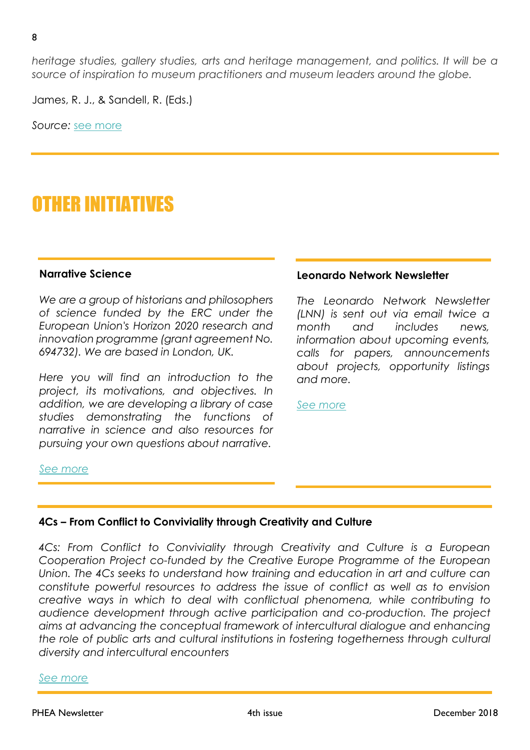*heritage studies, gallery studies, arts and heritage management, and politics. It will be a source of inspiration to museum practitioners and museum leaders around the globe.*

James, R. J., & Sandell, R. (Eds.)

*Source:* see more

# OTHER INITIATIVES

### Narrative Science

*We are a group of historians and philosophers of science funded by the ERC under the European Union's Horizon 2020 research and innovation programme (grant agreement No. 694732). We are based in London, UK.*

*Here you will find an introduction to the project, its motivations, and objectives. In addition, we are developing a library of case studies demonstrating the functions of narrative in science and also resources for pursuing your own questions about narrative.*

*See more*

### Leonardo Network Newsletter

*The Leonardo Network Newsletter (LNN) is sent out via email twice a month and includes news, information about upcoming events, calls for papers, announcements about projects, opportunity listings and more.*

*See more*

### 4Cs – From Conflict to Conviviality through Creativity and Culture

*4Cs: From Conflict to Conviviality through Creativity and Culture is a European Cooperation Project co-funded by the Creative Europe Programme of the European Union. The 4Cs seeks to understand how training and education in art and culture can constitute powerful resources to address the issue of conflict as well as to envision creative ways in which to deal with conflictual phenomena, while contributing to audience development through active participation and co-production. The project aims at advancing the conceptual framework of intercultural dialogue and enhancing the role of public arts and cultural institutions in fostering togetherness through cultural diversity and intercultural encounters*

*See more*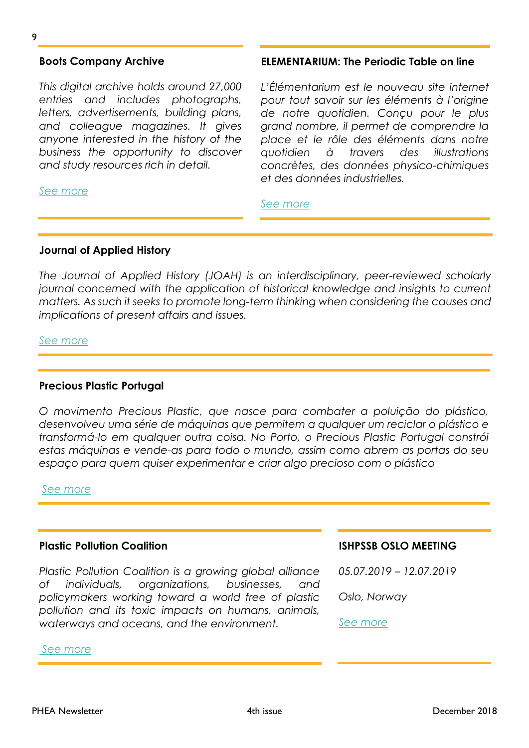### Boots Company Archive

*This digital archive holds around 27,000 entries and includes photographs, letters, advertisements, building plans, and colleague magazines. It gives anyone interested in the history of the business the opportunity to discover and study resources rich in detail.*

See more

### ELEMENTARIUM: The Periodic Table on line

*L'Élémentarium est le nouveau site internet pour tout savoir sur les éléments à l'origine de notre quotidien. Conçu pour le plus grand nombre, il permet de comprendre la place et le rôle des éléments dans notre quotidien à travers des illustrations concrètes, des données physico-chimiques et des données industrielles.*

See more

### Journal of Applied History

*The Journal of Applied History (JOAH) is an interdisciplinary, peer-reviewed scholarly journal concerned with the application of historical knowledge and insights to current matters. As such it seeks to promote long-term thinking when considering the causes and implications of present affairs and issues.*

See more

### Precious Plastic Portugal

*O movimento Precious Plastic, que nasce para combater a poluição do plástico, desenvolveu uma série de máquinas que permitem a qualquer um reciclar o plástico e transformá-lo em qualquer outra coisa. No Porto, o Precious Plastic Portugal constrói estas máquinas e vende-as para todo o mundo, assim como abrem as portas do seu espaço para quem quiser experimentar e criar algo precioso com o plástico*

See more

### Plastic Pollution Coalition

*Plastic Pollution Coalition is a growing global alliance of individuals, organizations, businesses, and policymakers working toward a world free of plastic pollution and its toxic impacts on humans, animals, waterways and oceans, and the environment.*

See more

### ISHPSSB OSLO MEETING

*05.07.2019 – 12.07.2019*

*Oslo, Norway*

See more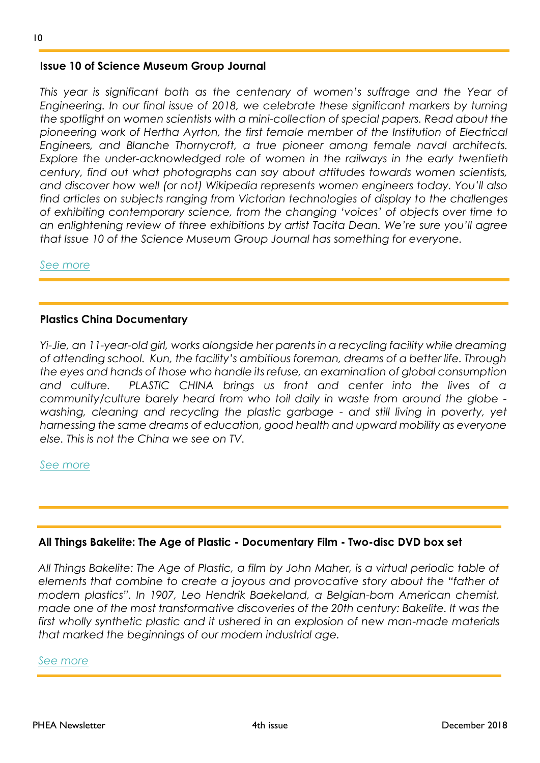### Issue 10 of Science Museum Group Journal

*This year is significant both as the centenary of women's suffrage and the Year of Engineering. In our final issue of 2018, we celebrate these significant markers by turning the spotlight on women scientists with a mini-collection of special papers. Read about the pioneering work of Hertha Ayrton, the first female member of the Institution of Electrical Engineers, and Blanche Thornycroft, a true pioneer among female naval architects. Explore the under-acknowledged role of women in the railways in the early twentieth century, find out what photographs can say about attitudes towards women scientists, and discover how well (or not) Wikipedia represents women engineers today. You'll also find articles on subjects ranging from Victorian technologies of display to the challenges of exhibiting contemporary science, from the changing 'voices' of objects over time to an enlightening review of three exhibitions by artist Tacita Dean. We're sure you'll agree that Issue 10 of the Science Museum Group Journal has something for everyone.*

*See more*

### Plastics China Documentary

*Yi-Jie, an 11-year-old girl, works alongside her parents in a recycling facility while dreaming of attending school. Kun, the facility's ambitious foreman, dreams of a better life. Through the eyes and hands of those who handle its refuse, an examination of global consumption and culture. PLASTIC CHINA brings us front and center into the lives of a community/culture barely heard from who toil daily in waste from around the globe - washing, cleaning and recycling the plastic garbage - and still living in poverty, yet harnessing the same dreams of education, good health and upward mobility as everyone else. This is not the China we see on TV.*

*See more*

### All Things Bakelite: The Age of Plastic - Documentary Film - Two-disc DVD box set

*All Things Bakelite: The Age of Plastic, a film by John Maher, is a virtual periodic table of elements that combine to create a joyous and provocative story about the "father of modern plastics". In 1907, Leo Hendrik Baekeland, a Belgian-born American chemist, made one of the most transformative discoveries of the 20th century: Bakelite. It was the first wholly synthetic plastic and it ushered in an explosion of new man-made materials that marked the beginnings of our modern industrial age.*

*See more*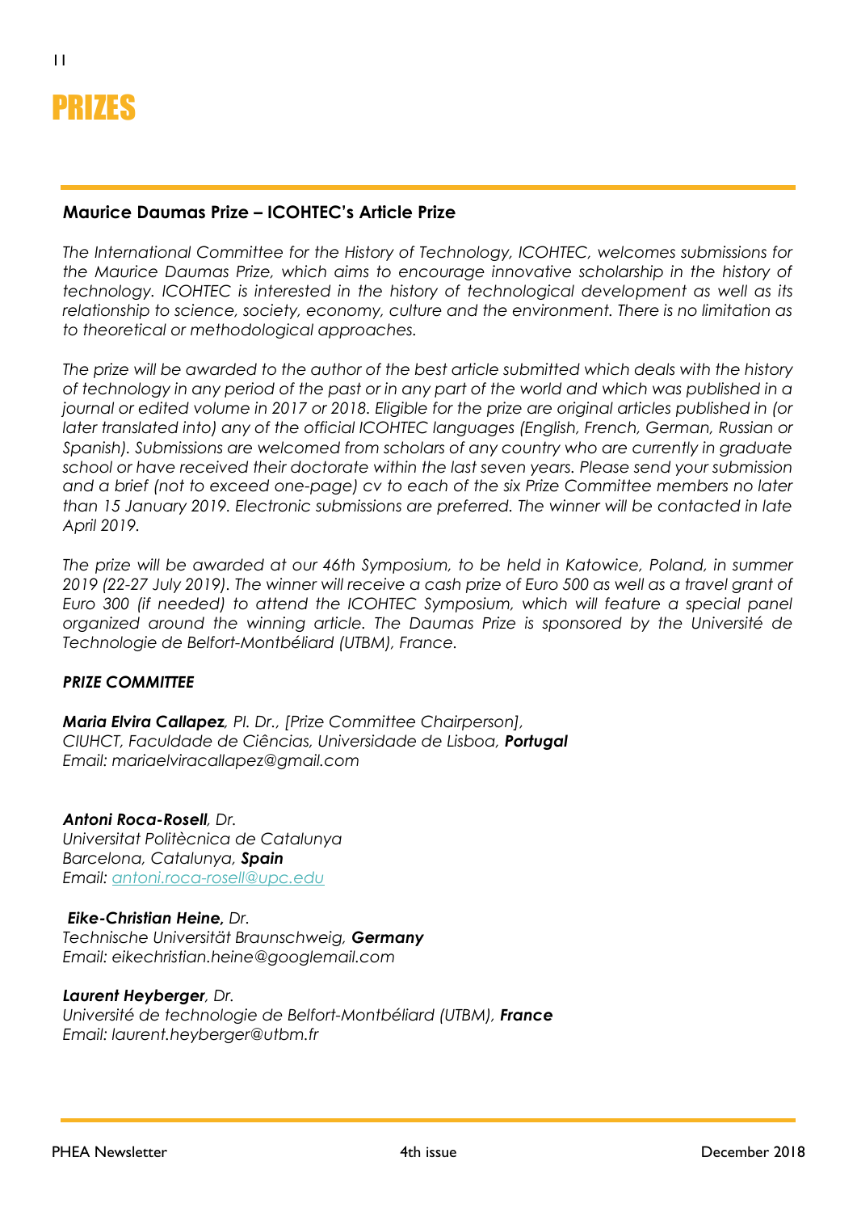# PRIZES

## Maurice Daumas Prize – ICOHTEC's Article Prize

*The International Committee for the History of Technology, ICOHTEC, welcomes submissions for the Maurice Daumas Prize, which aims to encourage innovative scholarship in the history of technology. ICOHTEC is interested in the history of technological development as well as its relationship to science, society, economy, culture and the environment. There is no limitation as to theoretical or methodological approaches.*

*The prize will be awarded to the author of the best article submitted which deals with the history of technology in any period of the past or in any part of the world and which was published in a journal or edited volume in 2017 or 2018. Eligible for the prize are original articles published in (or later translated into) any of the official ICOHTEC languages (English, French, German, Russian or Spanish). Submissions are welcomed from scholars of any country who are currently in graduate school or have received their doctorate within the last seven years. Please send your submission and a brief (not to exceed one-page) cv to each of the six Prize Committee members no later than 15 January 2019. Electronic submissions are preferred. The winner will be contacted in late April 2019.*

*The prize will be awarded at our 46th Symposium, to be held in Katowice, Poland, in summer 2019 (22-27 July 2019). The winner will receive a cash prize of Euro 500 as well as a travel grant of Euro 300 (if needed) to attend the ICOHTEC Symposium, which will feature a special panel organized around the winning article. The Daumas Prize is sponsored by the Université de Technologie de Belfort-Montbéliard (UTBM), France.*

***PRIZE COMMITTEE***

***Maria Elvira Callapez**, Pl. Dr., [Prize Committee Chairperson],*
*CIUHCT, Faculdade de Ciências, Universidade de Lisboa, **Portugal***
*Email: mariaelviracallapez@gmail.com*

***Antoni Roca-Rosell**, Dr.*
*Universitat Politècnica de Catalunya*
*Barcelona, Catalunya, **Spain***
*Email: antoni.roca-rosell@upc.edu*

***Eike-Christian Heine,** Dr.*
*Technische Universität Braunschweig, **Germany***
*Email: eikechristian.heine@googlemail.com*

***Laurent Heyberger**, Dr.*
*Université de technologie de Belfort-Montbéliard (UTBM), **France***
*Email: laurent.heyberger@utbm.fr*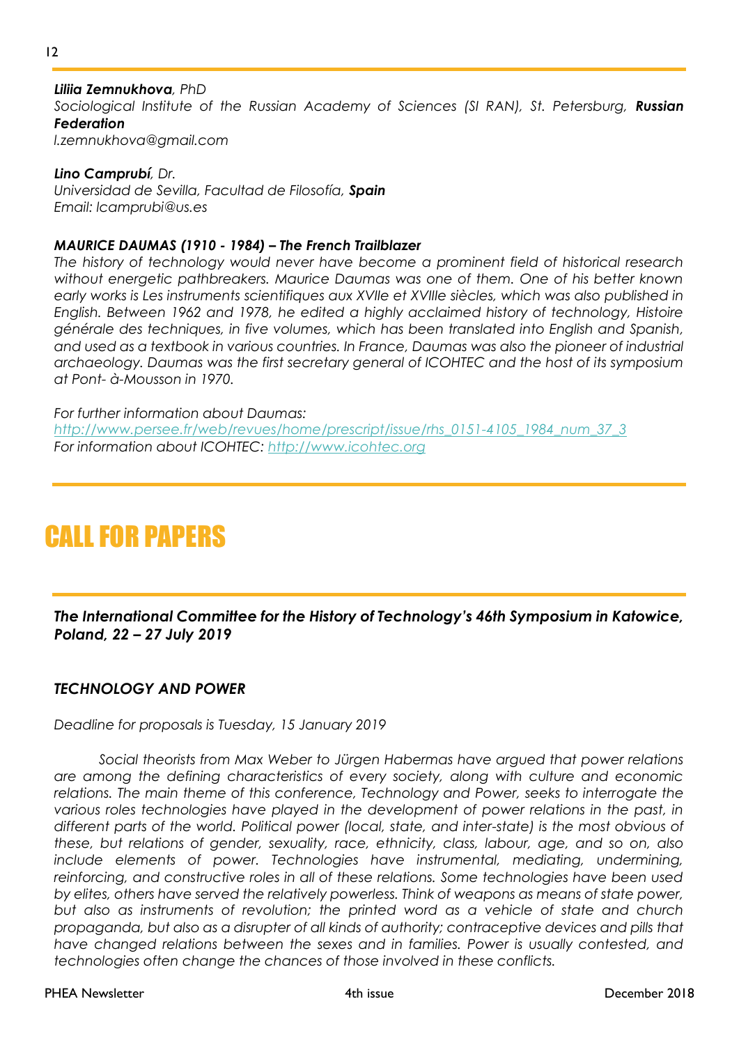***Liliia Zemnukhova**, PhD*
*Sociological Institute of the Russian Academy of Sciences (SI RAN), St. Petersburg, **Russian Federation***
*l.zemnukhova@gmail.com*

***Lino Camprubí**, Dr.*
*Universidad de Sevilla, Facultad de Filosofía, **Spain***
*Email: lcamprubi@us.es*

***MAURICE DAUMAS (1910 - 1984) – The French Trailblazer***

*The history of technology would never have become a prominent field of historical research without energetic pathbreakers. Maurice Daumas was one of them. One of his better known early works is Les instruments scientifiques aux XVIIe et XVIIIe siècles, which was also published in English. Between 1962 and 1978, he edited a highly acclaimed history of technology, Histoire générale des techniques, in five volumes, which has been translated into English and Spanish, and used as a textbook in various countries. In France, Daumas was also the pioneer of industrial archaeology. Daumas was the first secretary general of ICOHTEC and the host of its symposium at Pont- à-Mousson in 1970.*

*For further information about Daumas:*
*http://www.persee.fr/web/revues/home/prescript/issue/rhs_0151-4105_1984_num_37_3*
*For information about ICOHTEC: http://www.icohtec.org*

# CALL FOR PAPERS

***The International Committee for the History of Technology's 46th Symposium in Katowice, Poland, 22 – 27 July 2019***

***TECHNOLOGY AND POWER***

*Deadline for proposals is Tuesday, 15 January 2019*

*Social theorists from Max Weber to Jürgen Habermas have argued that power relations are among the defining characteristics of every society, along with culture and economic relations. The main theme of this conference, Technology and Power, seeks to interrogate the various roles technologies have played in the development of power relations in the past, in different parts of the world. Political power (local, state, and inter-state) is the most obvious of these, but relations of gender, sexuality, race, ethnicity, class, labour, age, and so on, also include elements of power. Technologies have instrumental, mediating, undermining, reinforcing, and constructive roles in all of these relations. Some technologies have been used by elites, others have served the relatively powerless. Think of weapons as means of state power, but also as instruments of revolution; the printed word as a vehicle of state and church propaganda, but also as a disrupter of all kinds of authority; contraceptive devices and pills that have changed relations between the sexes and in families. Power is usually contested, and technologies often change the chances of those involved in these conflicts.*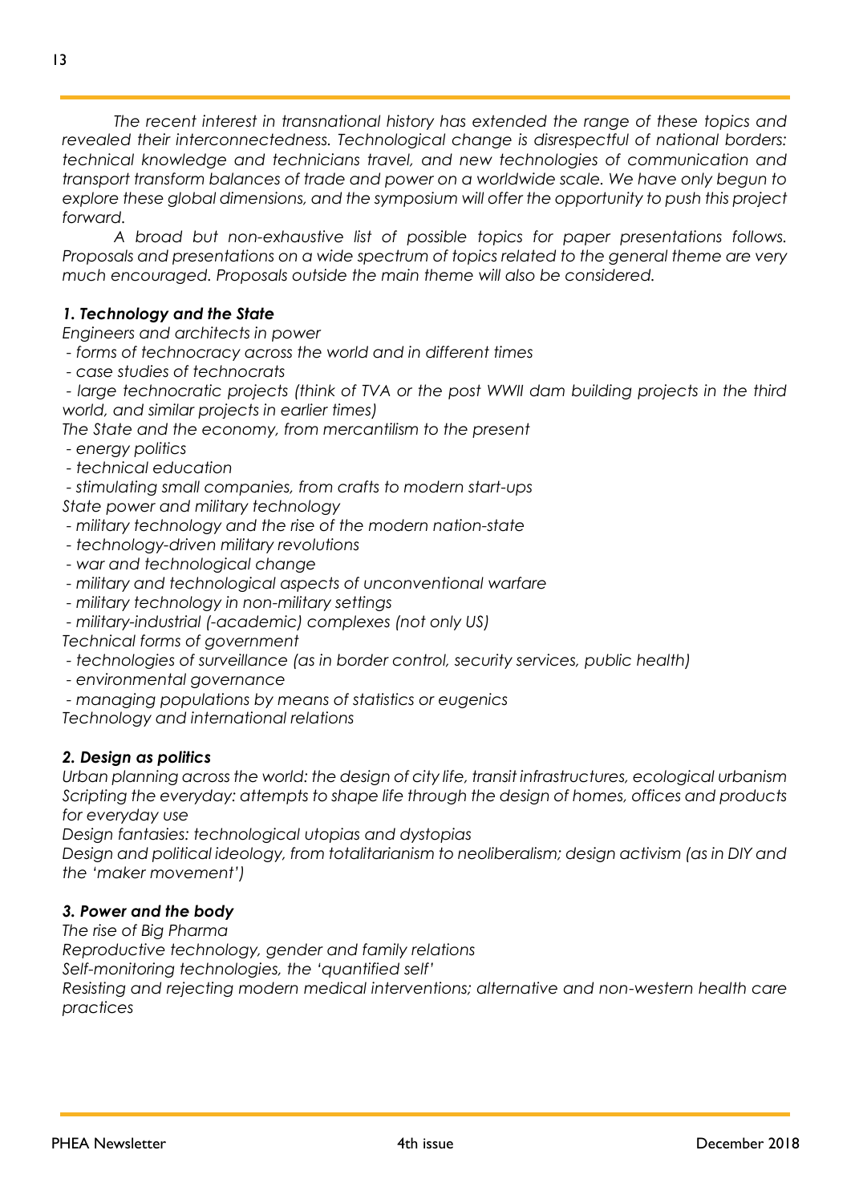*The recent interest in transnational history has extended the range of these topics and revealed their interconnectedness. Technological change is disrespectful of national borders: technical knowledge and technicians travel, and new technologies of communication and transport transform balances of trade and power on a worldwide scale. We have only begun to explore these global dimensions, and the symposium will offer the opportunity to push this project forward.*

*A broad but non-exhaustive list of possible topics for paper presentations follows. Proposals and presentations on a wide spectrum of topics related to the general theme are very much encouraged. Proposals outside the main theme will also be considered.*

***1. Technology and the State***

*Engineers and architects in power*

*- forms of technocracy across the world and in different times*

*- case studies of technocrats*

*- large technocratic projects (think of TVA or the post WWII dam building projects in the third world, and similar projects in earlier times)*

*The State and the economy, from mercantilism to the present*

*- energy politics*

*- technical education*

*- stimulating small companies, from crafts to modern start-ups*

*State power and military technology*

*- military technology and the rise of the modern nation-state*

*- technology-driven military revolutions*

*- war and technological change*

*- military and technological aspects of unconventional warfare*

*- military technology in non-military settings*

*- military-industrial (-academic) complexes (not only US)*

*Technical forms of government*

*- technologies of surveillance (as in border control, security services, public health)*

*- environmental governance*

*- managing populations by means of statistics or eugenics*

*Technology and international relations*

***2. Design as politics***

*Urban planning across the world: the design of city life, transit infrastructures, ecological urbanism*

*Scripting the everyday: attempts to shape life through the design of homes, offices and products for everyday use*

*Design fantasies: technological utopias and dystopias*

*Design and political ideology, from totalitarianism to neoliberalism; design activism (as in DIY and the 'maker movement')*

***3. Power and the body***

*The rise of Big Pharma*

*Reproductive technology, gender and family relations*

*Self-monitoring technologies, the 'quantified self'*

*Resisting and rejecting modern medical interventions; alternative and non-western health care practices*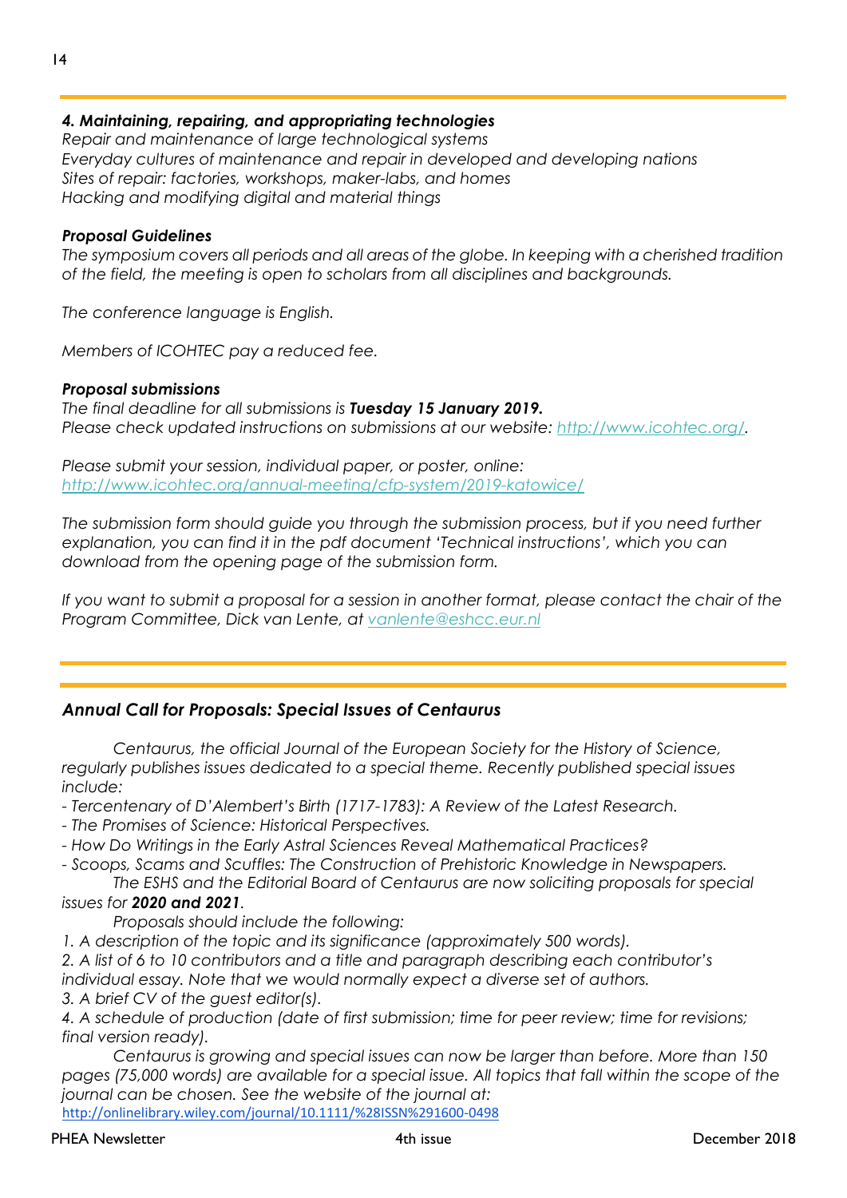### *4. Maintaining, repairing, and appropriating technologies*

*Repair and maintenance of large technological systems*
*Everyday cultures of maintenance and repair in developed and developing nations*
*Sites of repair: factories, workshops, maker-labs, and homes*
*Hacking and modifying digital and material things*

### *Proposal Guidelines*

*The symposium covers all periods and all areas of the globe. In keeping with a cherished tradition of the field, the meeting is open to scholars from all disciplines and backgrounds.*

*The conference language is English.*

*Members of ICOHTEC pay a reduced fee.*

### *Proposal submissions*

*The final deadline for all submissions is* ***Tuesday 15 January 2019.***
*Please check updated instructions on submissions at our website: http://www.icohtec.org/.*

*Please submit your session, individual paper, or poster, online:*
*http://www.icohtec.org/annual-meeting/cfp-system/2019-katowice/*

*The submission form should guide you through the submission process, but if you need further explanation, you can find it in the pdf document 'Technical instructions', which you can download from the opening page of the submission form.*

*If you want to submit a proposal for a session in another format, please contact the chair of the Program Committee, Dick van Lente, at vanlente@eshcc.eur.nl*

## *Annual Call for Proposals: Special Issues of Centaurus*

*Centaurus, the official Journal of the European Society for the History of Science, regularly publishes issues dedicated to a special theme. Recently published special issues include:*

*- Tercentenary of D'Alembert's Birth (1717-1783): A Review of the Latest Research.*
*- The Promises of Science: Historical Perspectives.*
*- How Do Writings in the Early Astral Sciences Reveal Mathematical Practices?*
*- Scoops, Scams and Scuffles: The Construction of Prehistoric Knowledge in Newspapers.*

*The ESHS and the Editorial Board of Centaurus are now soliciting proposals for special issues for* ***2020 and 2021****.*

*Proposals should include the following:*

*1. A description of the topic and its significance (approximately 500 words).*
*2. A list of 6 to 10 contributors and a title and paragraph describing each contributor's individual essay. Note that we would normally expect a diverse set of authors.*
*3. A brief CV of the guest editor(s).*
*4. A schedule of production (date of first submission; time for peer review; time for revisions; final version ready).*

*Centaurus is growing and special issues can now be larger than before. More than 150 pages (75,000 words) are available for a special issue. All topics that fall within the scope of the journal can be chosen. See the website of the journal at:*
http://onlinelibrary.wiley.com/journal/10.1111/%28ISSN%291600-0498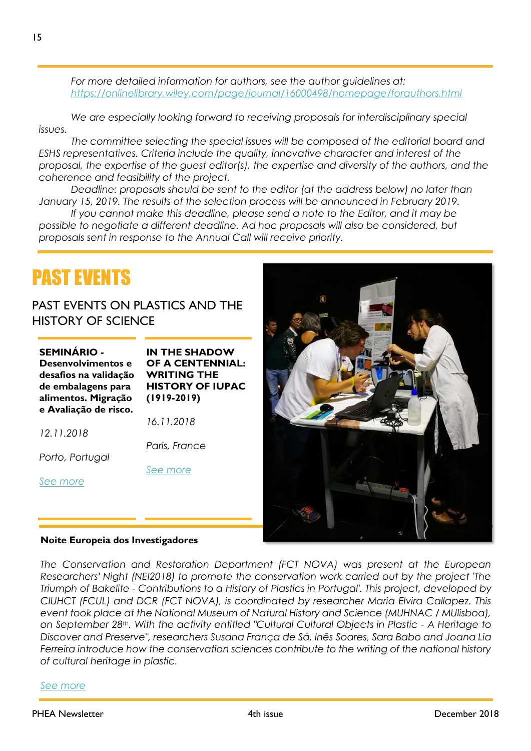*For more detailed information for authors, see the author guidelines at: https://onlinelibrary.wiley.com/page/journal/16000498/homepage/forauthors.html*

*We are especially looking forward to receiving proposals for interdisciplinary special issues.*

*The committee selecting the special issues will be composed of the editorial board and ESHS representatives. Criteria include the quality, innovative character and interest of the proposal, the expertise of the guest editor(s), the expertise and diversity of the authors, and the coherence and feasibility of the project.*

*Deadline: proposals should be sent to the editor (at the address below) no later than January 15, 2019. The results of the selection process will be announced in February 2019.*

*If you cannot make this deadline, please send a note to the Editor, and it may be possible to negotiate a different deadline. Ad hoc proposals will also be considered, but proposals sent in response to the Annual Call will receive priority.*

# PAST EVENTS

## PAST EVENTS ON PLASTICS AND THE HISTORY OF SCIENCE

**SEMINÁRIO - Desenvolvimentos e desafios na validação de embalagens para alimentos. Migração e Avaliação de risco.**

*12.11.2018*

*Porto, Portugal*

See more

**IN THE SHADOW OF A CENTENNIAL: WRITING THE HISTORY OF IUPAC (1919-2019)**

*16.11.2018*

*Paris, France*

See more

**Noite Europeia dos Investigadores**

*The Conservation and Restoration Department (FCT NOVA) was present at the European Researchers' Night (NEI2018) to promote the conservation work carried out by the project 'The Triumph of Bakelite - Contributions to a History of Plastics in Portugal'. This project, developed by CIUHCT (FCUL) and DCR (FCT NOVA), is coordinated by researcher Maria Elvira Callapez. This event took place at the National Museum of Natural History and Science (MUHNAC / MUlisboa), on September 28th. With the activity entitled "Cultural Cultural Objects in Plastic - A Heritage to Discover and Preserve", researchers Susana França de Sá, Inês Soares, Sara Babo and Joana Lia Ferreira introduce how the conservation sciences contribute to the writing of the national history of cultural heritage in plastic.*

See more